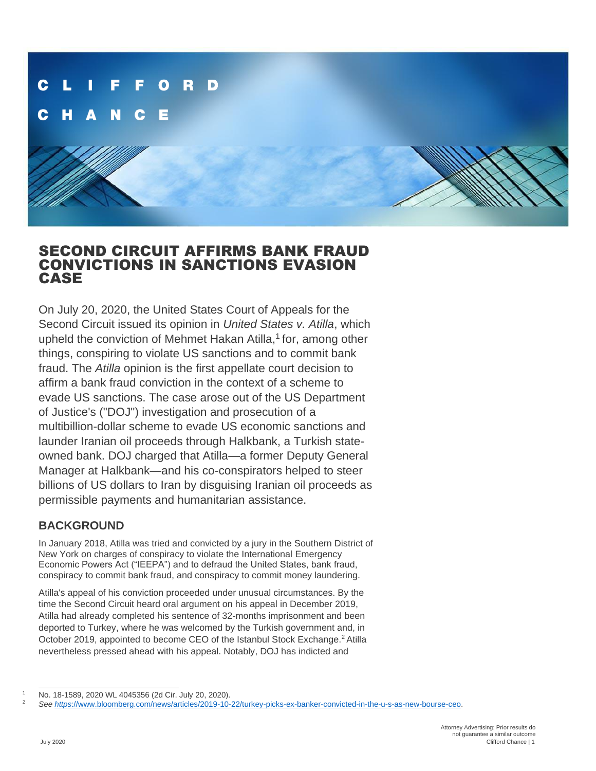# SECOND CIRCUIT AFFIRMS BANK FRAUD CONVICTIONS IN SANCTIONS EVASION CASE

On July 20, 2020, the United States Court of Appeals for the Second Circuit issued its opinion in *United States v. Atilla*, which upheld the conviction of Mehmet Hakan Atilla,[1] for, among other things, conspiring to violate US sanctions and to commit bank fraud. The *Atilla* opinion is the first appellate court decision to affirm a bank fraud conviction in the context of a scheme to evade US sanctions. The case arose out of the US Department of Justice's ("DOJ") investigation and prosecution of a multibillion-dollar scheme to evade US economic sanctions and launder Iranian oil proceeds through Halkbank, a Turkish state-owned bank. DOJ charged that Atilla—a former Deputy General Manager at Halkbank—and his co-conspirators helped to steer billions of US dollars to Iran by disguising Iranian oil proceeds as permissible payments and humanitarian assistance.

## BACKGROUND

In January 2018, Atilla was tried and convicted by a jury in the Southern District of New York on charges of conspiracy to violate the International Emergency Economic Powers Act ("IEEPA") and to defraud the United States, bank fraud, conspiracy to commit bank fraud, and conspiracy to commit money laundering.

Atilla's appeal of his conviction proceeded under unusual circumstances. By the time the Second Circuit heard oral argument on his appeal in December 2019, Atilla had already completed his sentence of 32-months imprisonment and been deported to Turkey, where he was welcomed by the Turkish government and, in October 2019, appointed to become CEO of the Istanbul Stock Exchange.[2] Atilla nevertheless pressed ahead with his appeal. Notably, DOJ has indicted and

---

[1] No. 18-1589, 2020 WL 4045356 (2d Cir. July 20, 2020).

[2] *See https*://www.bloomberg.com/news/articles/2019-10-22/turkey-picks-ex-banker-convicted-in-the-u-s-as-new-bourse-ceo.

Attorney Advertising: Prior results do not guarantee a similar outcome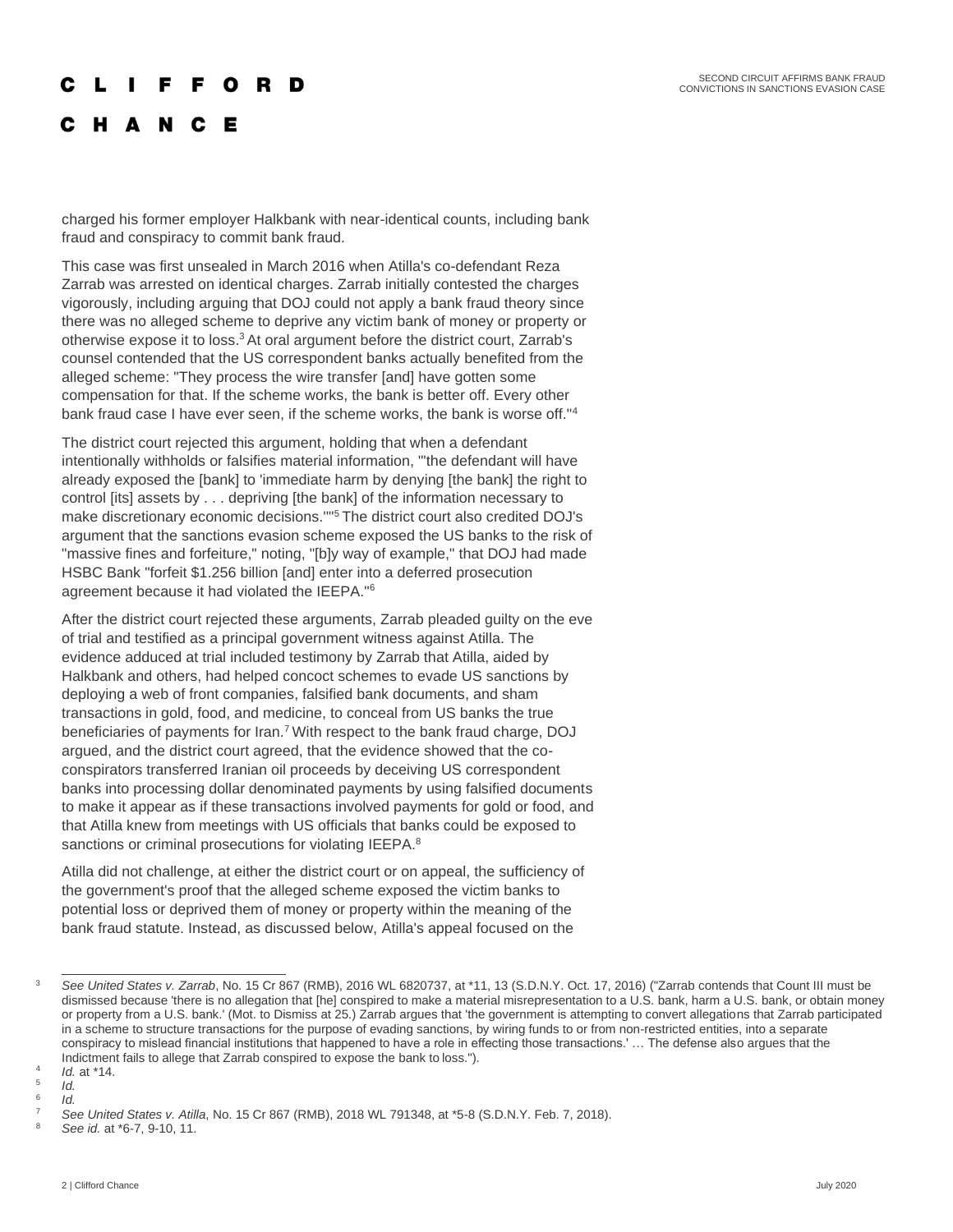charged his former employer Halkbank with near-identical counts, including bank fraud and conspiracy to commit bank fraud.

This case was first unsealed in March 2016 when Atilla's co-defendant Reza Zarrab was arrested on identical charges. Zarrab initially contested the charges vigorously, including arguing that DOJ could not apply a bank fraud theory since there was no alleged scheme to deprive any victim bank of money or property or otherwise expose it to loss.[3] At oral argument before the district court, Zarrab's counsel contended that the US correspondent banks actually benefited from the alleged scheme: "They process the wire transfer [and] have gotten some compensation for that. If the scheme works, the bank is better off. Every other bank fraud case I have ever seen, if the scheme works, the bank is worse off."[4]

The district court rejected this argument, holding that when a defendant intentionally withholds or falsifies material information, "'the defendant will have already exposed the [bank] to 'immediate harm by denying [the bank] the right to control [its] assets by . . . depriving [the bank] of the information necessary to make discretionary economic decisions.''"[5] The district court also credited DOJ's argument that the sanctions evasion scheme exposed the US banks to the risk of "massive fines and forfeiture," noting, "[b]y way of example," that DOJ had made HSBC Bank "forfeit $1.256 billion [and] enter into a deferred prosecution agreement because it had violated the IEEPA."[6]

After the district court rejected these arguments, Zarrab pleaded guilty on the eve of trial and testified as a principal government witness against Atilla. The evidence adduced at trial included testimony by Zarrab that Atilla, aided by Halkbank and others, had helped concoct schemes to evade US sanctions by deploying a web of front companies, falsified bank documents, and sham transactions in gold, food, and medicine, to conceal from US banks the true beneficiaries of payments for Iran.[7] With respect to the bank fraud charge, DOJ argued, and the district court agreed, that the evidence showed that the co-conspirators transferred Iranian oil proceeds by deceiving US correspondent banks into processing dollar denominated payments by using falsified documents to make it appear as if these transactions involved payments for gold or food, and that Atilla knew from meetings with US officials that banks could be exposed to sanctions or criminal prosecutions for violating IEEPA.[8]

Atilla did not challenge, at either the district court or on appeal, the sufficiency of the government's proof that the alleged scheme exposed the victim banks to potential loss or deprived them of money or property within the meaning of the bank fraud statute. Instead, as discussed below, Atilla's appeal focused on the

---

[3] *See United States v. Zarrab*, No. 15 Cr 867 (RMB), 2016 WL 6820737, at *11, 13 (S.D.N.Y. Oct. 17, 2016) ("Zarrab contends that Count III must be dismissed because 'there is no allegation that [he] conspired to make a material misrepresentation to a U.S. bank, harm a U.S. bank, or obtain money or property from a U.S. bank.' (Mot. to Dismiss at 25.) Zarrab argues that 'the government is attempting to convert allegations that Zarrab participated in a scheme to structure transactions for the purpose of evading sanctions, by wiring funds to or from non-restricted entities, into a separate conspiracy to mislead financial institutions that happened to have a role in effecting those transactions.' … The defense also argues that the Indictment fails to allege that Zarrab conspired to expose the bank to loss.").

[4] *Id.* at *14.

[5] *Id.*

[6] *Id.*

[7] *See United States v. Atilla*, No. 15 Cr 867 (RMB), 2018 WL 791348, at *5-8 (S.D.N.Y. Feb. 7, 2018).

[8] *See id.* at *6-7, 9-10, 11.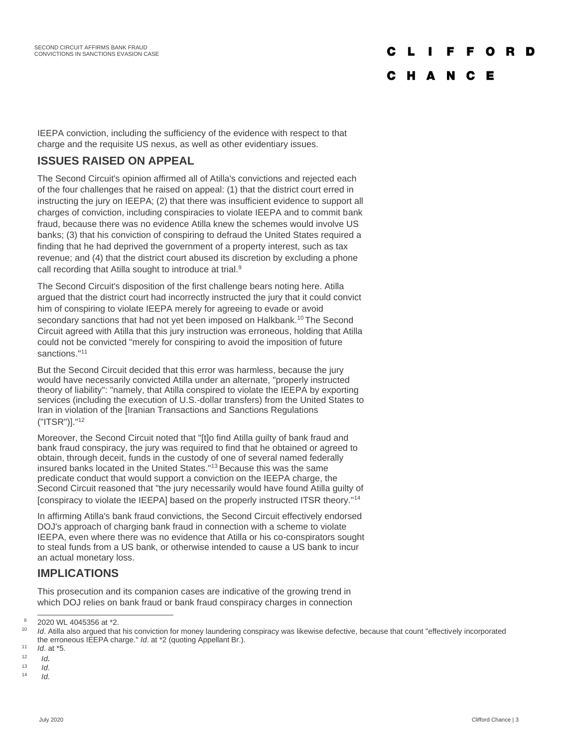IEEPA conviction, including the sufficiency of the evidence with respect to that charge and the requisite US nexus, as well as other evidentiary issues.

## ISSUES RAISED ON APPEAL

The Second Circuit's opinion affirmed all of Atilla's convictions and rejected each of the four challenges that he raised on appeal: (1) that the district court erred in instructing the jury on IEEPA; (2) that there was insufficient evidence to support all charges of conviction, including conspiracies to violate IEEPA and to commit bank fraud, because there was no evidence Atilla knew the schemes would involve US banks; (3) that his conviction of conspiring to defraud the United States required a finding that he had deprived the government of a property interest, such as tax revenue; and (4) that the district court abused its discretion by excluding a phone call recording that Atilla sought to introduce at trial.[9]

The Second Circuit's disposition of the first challenge bears noting here. Atilla argued that the district court had incorrectly instructed the jury that it could convict him of conspiring to violate IEEPA merely for agreeing to evade or avoid secondary sanctions that had not yet been imposed on Halkbank.[10] The Second Circuit agreed with Atilla that this jury instruction was erroneous, holding that Atilla could not be convicted "merely for conspiring to avoid the imposition of future sanctions."[11]

But the Second Circuit decided that this error was harmless, because the jury would have necessarily convicted Atilla under an alternate, "properly instructed theory of liability": "namely, that Atilla conspired to violate the IEEPA by exporting services (including the execution of U.S.-dollar transfers) from the United States to Iran in violation of the [Iranian Transactions and Sanctions Regulations ("ITSR")]."[12]

Moreover, the Second Circuit noted that "[t]o find Atilla guilty of bank fraud and bank fraud conspiracy, the jury was required to find that he obtained or agreed to obtain, through deceit, funds in the custody of one of several named federally insured banks located in the United States."[13] Because this was the same predicate conduct that would support a conviction on the IEEPA charge, the Second Circuit reasoned that "the jury necessarily would have found Atilla guilty of [conspiracy to violate the IEEPA] based on the properly instructed ITSR theory."[14]

In affirming Atilla's bank fraud convictions, the Second Circuit effectively endorsed DOJ's approach of charging bank fraud in connection with a scheme to violate IEEPA, even where there was no evidence that Atilla or his co-conspirators sought to steal funds from a US bank, or otherwise intended to cause a US bank to incur an actual monetary loss.

## IMPLICATIONS

This prosecution and its companion cases are indicative of the growing trend in which DOJ relies on bank fraud or bank fraud conspiracy charges in connection

---

[9] 2020 WL 4045356 at *2.

[10] *Id.* Atilla also argued that his conviction for money laundering conspiracy was likewise defective, because that count "effectively incorporated the erroneous IEEPA charge." *Id*. at *2 (quoting Appellant Br.).

[11] *Id*. at *5.

[12] *Id.*

[13] *Id*.

[14] *Id*.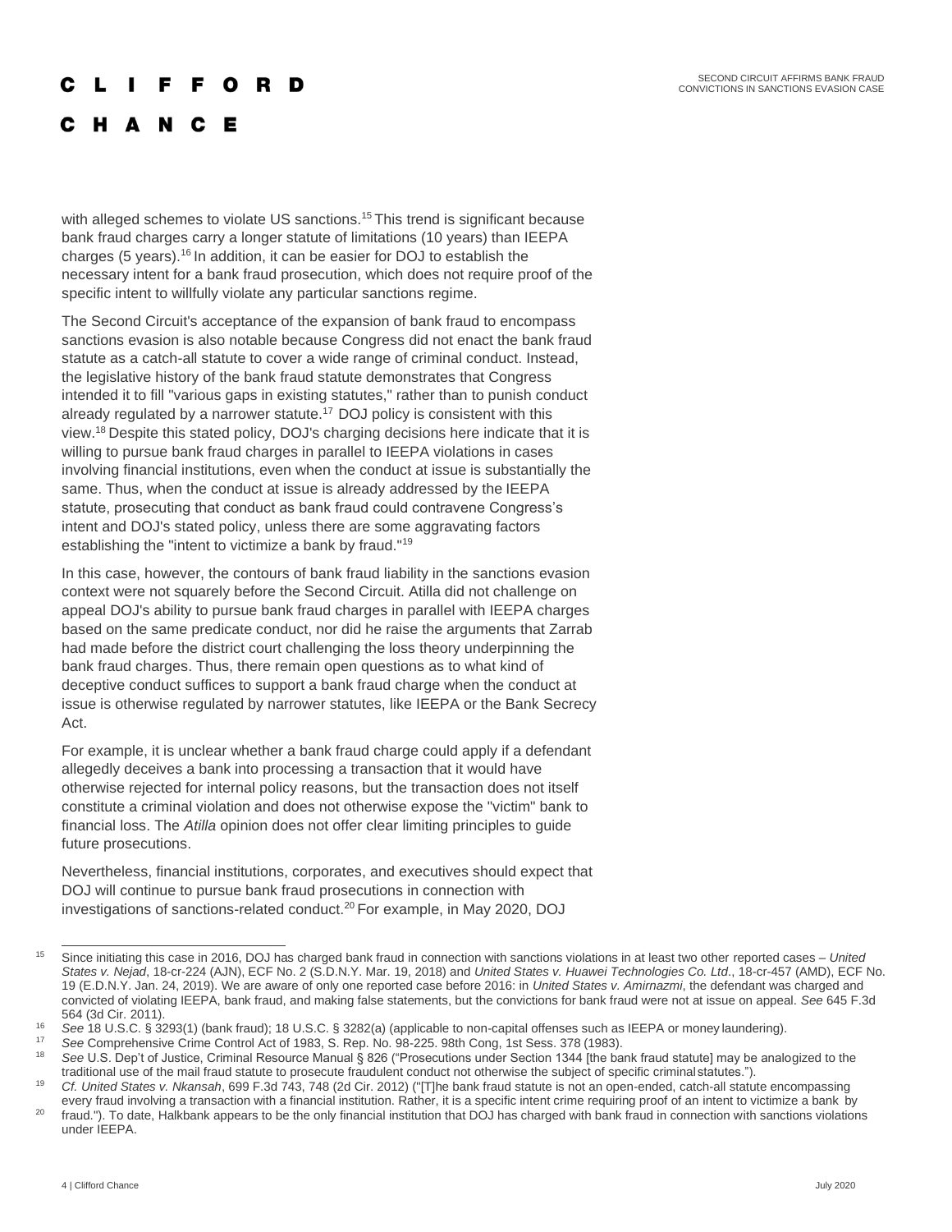with alleged schemes to violate US sanctions.[15] This trend is significant because bank fraud charges carry a longer statute of limitations (10 years) than IEEPA charges (5 years).[16] In addition, it can be easier for DOJ to establish the necessary intent for a bank fraud prosecution, which does not require proof of the specific intent to willfully violate any particular sanctions regime.

The Second Circuit's acceptance of the expansion of bank fraud to encompass sanctions evasion is also notable because Congress did not enact the bank fraud statute as a catch-all statute to cover a wide range of criminal conduct. Instead, the legislative history of the bank fraud statute demonstrates that Congress intended it to fill "various gaps in existing statutes," rather than to punish conduct already regulated by a narrower statute.[17] DOJ policy is consistent with this view.[18] Despite this stated policy, DOJ's charging decisions here indicate that it is willing to pursue bank fraud charges in parallel to IEEPA violations in cases involving financial institutions, even when the conduct at issue is substantially the same. Thus, when the conduct at issue is already addressed by the IEEPA statute, prosecuting that conduct as bank fraud could contravene Congress's intent and DOJ's stated policy, unless there are some aggravating factors establishing the "intent to victimize a bank by fraud."[19]

In this case, however, the contours of bank fraud liability in the sanctions evasion context were not squarely before the Second Circuit. Atilla did not challenge on appeal DOJ's ability to pursue bank fraud charges in parallel with IEEPA charges based on the same predicate conduct, nor did he raise the arguments that Zarrab had made before the district court challenging the loss theory underpinning the bank fraud charges. Thus, there remain open questions as to what kind of deceptive conduct suffices to support a bank fraud charge when the conduct at issue is otherwise regulated by narrower statutes, like IEEPA or the Bank Secrecy Act.

For example, it is unclear whether a bank fraud charge could apply if a defendant allegedly deceives a bank into processing a transaction that it would have otherwise rejected for internal policy reasons, but the transaction does not itself constitute a criminal violation and does not otherwise expose the "victim" bank to financial loss. The *Atilla* opinion does not offer clear limiting principles to guide future prosecutions.

Nevertheless, financial institutions, corporates, and executives should expect that DOJ will continue to pursue bank fraud prosecutions in connection with investigations of sanctions-related conduct.[20] For example, in May 2020, DOJ

---

[15] Since initiating this case in 2016, DOJ has charged bank fraud in connection with sanctions violations in at least two other reported cases – *United States v. Nejad*, 18-cr-224 (AJN), ECF No. 2 (S.D.N.Y. Mar. 19, 2018) and *United States v. Huawei Technologies Co. Ltd*., 18-cr-457 (AMD), ECF No. 19 (E.D.N.Y. Jan. 24, 2019). We are aware of only one reported case before 2016: in *United States v. Amirnazmi*, the defendant was charged and convicted of violating IEEPA, bank fraud, and making false statements, but the convictions for bank fraud were not at issue on appeal. *See* 645 F.3d 564 (3d Cir. 2011).

[16] *See* 18 U.S.C. § 3293(1) (bank fraud); 18 U.S.C. § 3282(a) (applicable to non-capital offenses such as IEEPA or money laundering).

[17] *See* Comprehensive Crime Control Act of 1983, S. Rep. No. 98-225. 98th Cong, 1st Sess. 378 (1983).

[18] *See* U.S. Dep't of Justice, Criminal Resource Manual § 826 ("Prosecutions under Section 1344 [the bank fraud statute] may be analogized to the traditional use of the mail fraud statute to prosecute fraudulent conduct not otherwise the subject of specific criminal statutes.").

[19] *Cf. United States v. Nkansah*, 699 F.3d 743, 748 (2d Cir. 2012) ("[T]he bank fraud statute is not an open-ended, catch-all statute encompassing every fraud involving a transaction with a financial institution. Rather, it is a specific intent crime requiring proof of an intent to victimize a bank by fraud.").

[20] To date, Halkbank appears to be the only financial institution that DOJ has charged with bank fraud in connection with sanctions violations under IEEPA.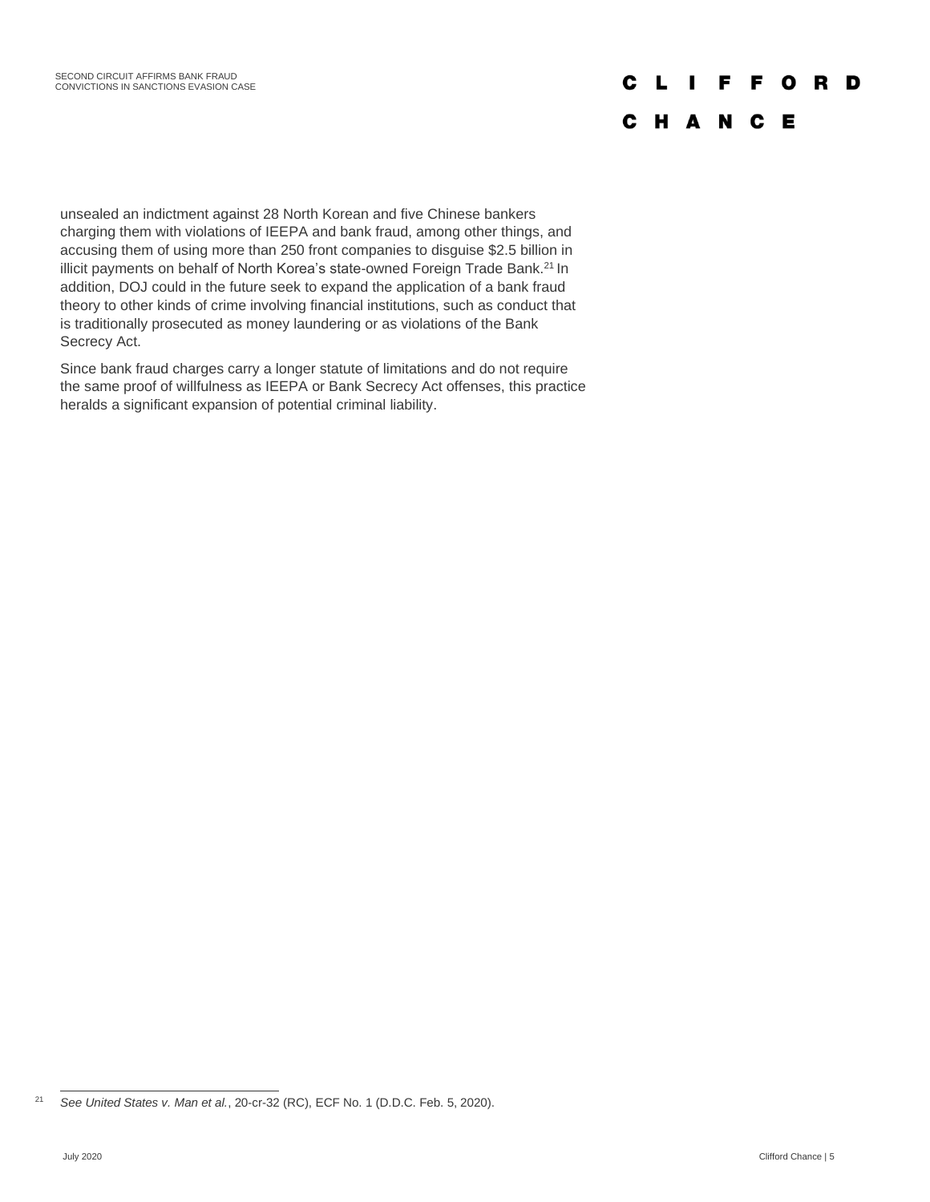unsealed an indictment against 28 North Korean and five Chinese bankers charging them with violations of IEEPA and bank fraud, among other things, and accusing them of using more than 250 front companies to disguise $2.5 billion in illicit payments on behalf of North Korea's state-owned Foreign Trade Bank.[21] In addition, DOJ could in the future seek to expand the application of a bank fraud theory to other kinds of crime involving financial institutions, such as conduct that is traditionally prosecuted as money laundering or as violations of the Bank Secrecy Act.

Since bank fraud charges carry a longer statute of limitations and do not require the same proof of willfulness as IEEPA or Bank Secrecy Act offenses, this practice heralds a significant expansion of potential criminal liability.

---

[21] *See United States v. Man et al.*, 20-cr-32 (RC), ECF No. 1 (D.D.C. Feb. 5, 2020).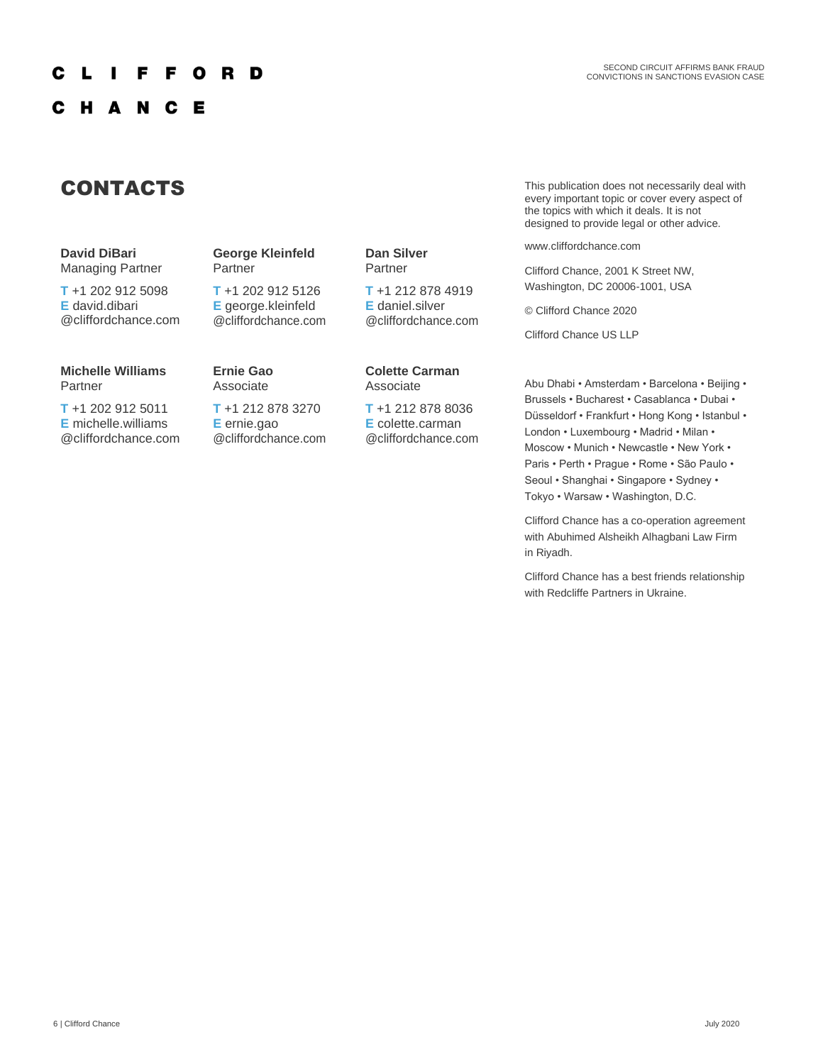## CONTACTS

**David DiBari**
Managing Partner

**T** +1 202 912 5098
**E** david.dibari@cliffordchance.com

**George Kleinfeld**
Partner

**T** +1 202 912 5126
**E** george.kleinfeld@cliffordchance.com

**Dan Silver**
Partner

**T** +1 212 878 4919
**E** daniel.silver@cliffordchance.com

**Michelle Williams**
Partner

**T** +1 202 912 5011
**E** michelle.williams@cliffordchance.com

**Ernie Gao**
Associate

**T** +1 212 878 3270
**E** ernie.gao@cliffordchance.com

**Colette Carman**
Associate

**T** +1 212 878 8036
**E** colette.carman@cliffordchance.com

This publication does not necessarily deal with every important topic or cover every aspect of the topics with which it deals. It is not designed to provide legal or other advice.

www.cliffordchance.com

Clifford Chance, 2001 K Street NW, Washington, DC 20006-1001, USA

© Clifford Chance 2020

Clifford Chance US LLP

Abu Dhabi • Amsterdam • Barcelona • Beijing • Brussels • Bucharest • Casablanca • Dubai • Düsseldorf • Frankfurt • Hong Kong • Istanbul • London • Luxembourg • Madrid • Milan • Moscow • Munich • Newcastle • New York • Paris • Perth • Prague • Rome • São Paulo • Seoul • Shanghai • Singapore • Sydney • Tokyo • Warsaw • Washington, D.C.

Clifford Chance has a co-operation agreement with Abuhimed Alsheikh Alhagbani Law Firm in Riyadh.

Clifford Chance has a best friends relationship with Redcliffe Partners in Ukraine.